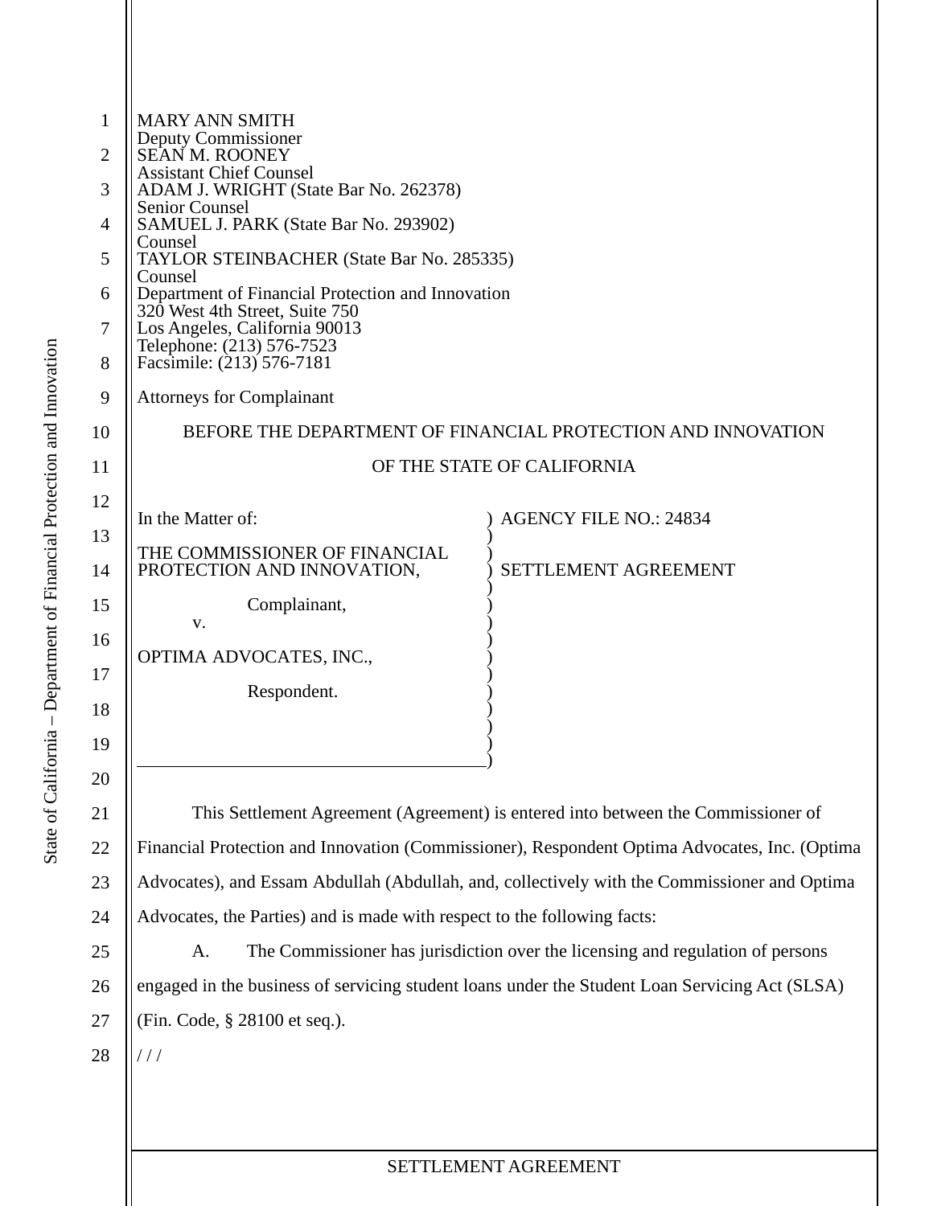MARY ANN SMITH
Deputy Commissioner
SEAN M. ROONEY
Assistant Chief Counsel
ADAM J. WRIGHT (State Bar No. 262378)
Senior Counsel
SAMUEL J. PARK (State Bar No. 293902)
Counsel
TAYLOR STEINBACHER (State Bar No. 285335)
Counsel
Department of Financial Protection and Innovation
320 West 4th Street, Suite 750
Los Angeles, California 90013
Telephone: (213) 576-7523
Facsimile: (213) 576-7181

Attorneys for Complainant

BEFORE THE DEPARTMENT OF FINANCIAL PROTECTION AND INNOVATION

OF THE STATE OF CALIFORNIA

| | |
|---|---|
| In the Matter of:<br><br>THE COMMISSIONER OF FINANCIAL PROTECTION AND INNOVATION,<br><br>Complainant,<br><br>v.<br><br>OPTIMA ADVOCATES, INC.,<br><br>Respondent. | AGENCY FILE NO.: 24834<br><br>SETTLEMENT AGREEMENT |

This Settlement Agreement (Agreement) is entered into between the Commissioner of Financial Protection and Innovation (Commissioner), Respondent Optima Advocates, Inc. (Optima Advocates), and Essam Abdullah (Abdullah, and, collectively with the Commissioner and Optima Advocates, the Parties) and is made with respect to the following facts:

A. The Commissioner has jurisdiction over the licensing and regulation of persons engaged in the business of servicing student loans under the Student Loan Servicing Act (SLSA) (Fin. Code, § 28100 et seq.).

/ / /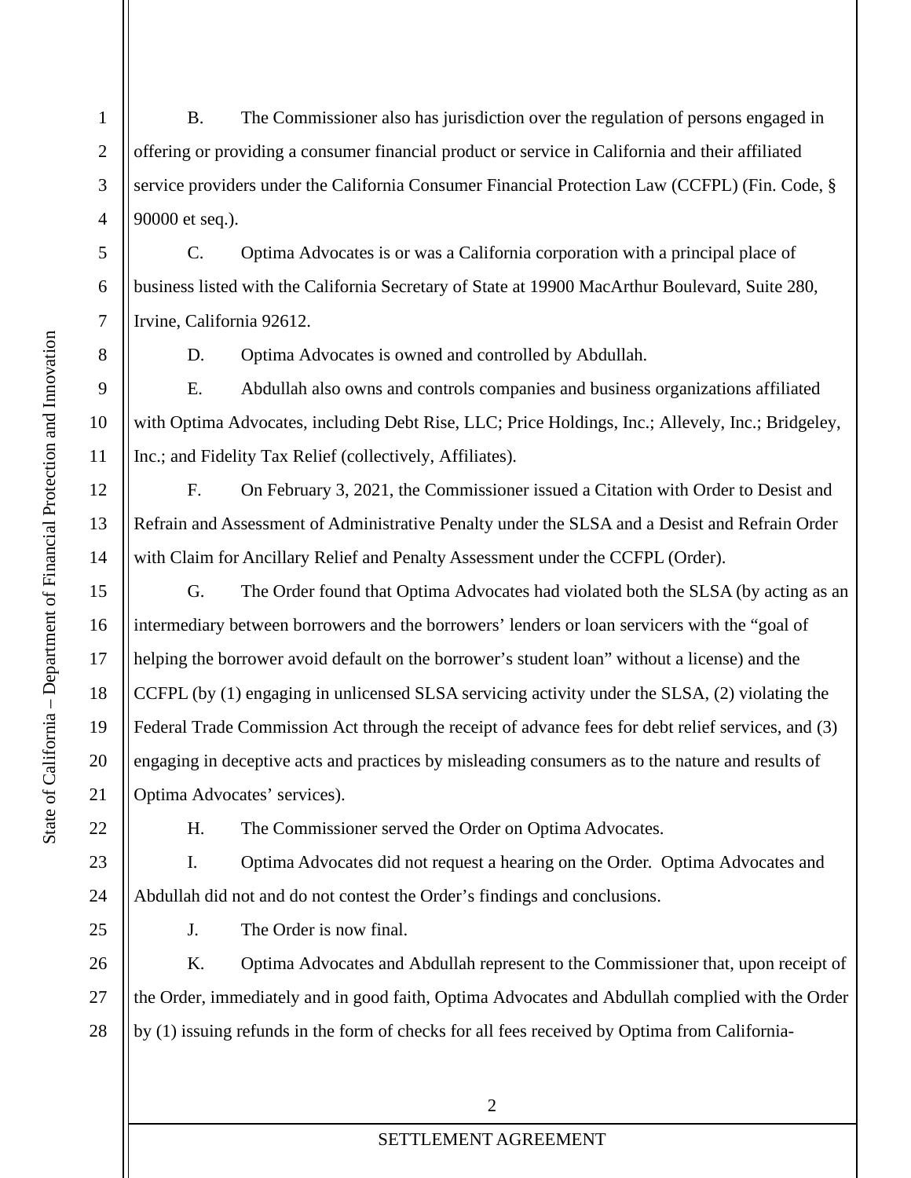B. The Commissioner also has jurisdiction over the regulation of persons engaged in offering or providing a consumer financial product or service in California and their affiliated service providers under the California Consumer Financial Protection Law (CCFPL) (Fin. Code, § 90000 et seq.).

C. Optima Advocates is or was a California corporation with a principal place of business listed with the California Secretary of State at 19900 MacArthur Boulevard, Suite 280, Irvine, California 92612.

D. Optima Advocates is owned and controlled by Abdullah.

E. Abdullah also owns and controls companies and business organizations affiliated with Optima Advocates, including Debt Rise, LLC; Price Holdings, Inc.; Allevely, Inc.; Bridgeley, Inc.; and Fidelity Tax Relief (collectively, Affiliates).

F. On February 3, 2021, the Commissioner issued a Citation with Order to Desist and Refrain and Assessment of Administrative Penalty under the SLSA and a Desist and Refrain Order with Claim for Ancillary Relief and Penalty Assessment under the CCFPL (Order).

G. The Order found that Optima Advocates had violated both the SLSA (by acting as an intermediary between borrowers and the borrowers' lenders or loan servicers with the "goal of helping the borrower avoid default on the borrower's student loan" without a license) and the CCFPL (by (1) engaging in unlicensed SLSA servicing activity under the SLSA, (2) violating the Federal Trade Commission Act through the receipt of advance fees for debt relief services, and (3) engaging in deceptive acts and practices by misleading consumers as to the nature and results of Optima Advocates' services).

H. The Commissioner served the Order on Optima Advocates.

I. Optima Advocates did not request a hearing on the Order. Optima Advocates and Abdullah did not and do not contest the Order's findings and conclusions.

J. The Order is now final.

K. Optima Advocates and Abdullah represent to the Commissioner that, upon receipt of the Order, immediately and in good faith, Optima Advocates and Abdullah complied with the Order by (1) issuing refunds in the form of checks for all fees received by Optima from California-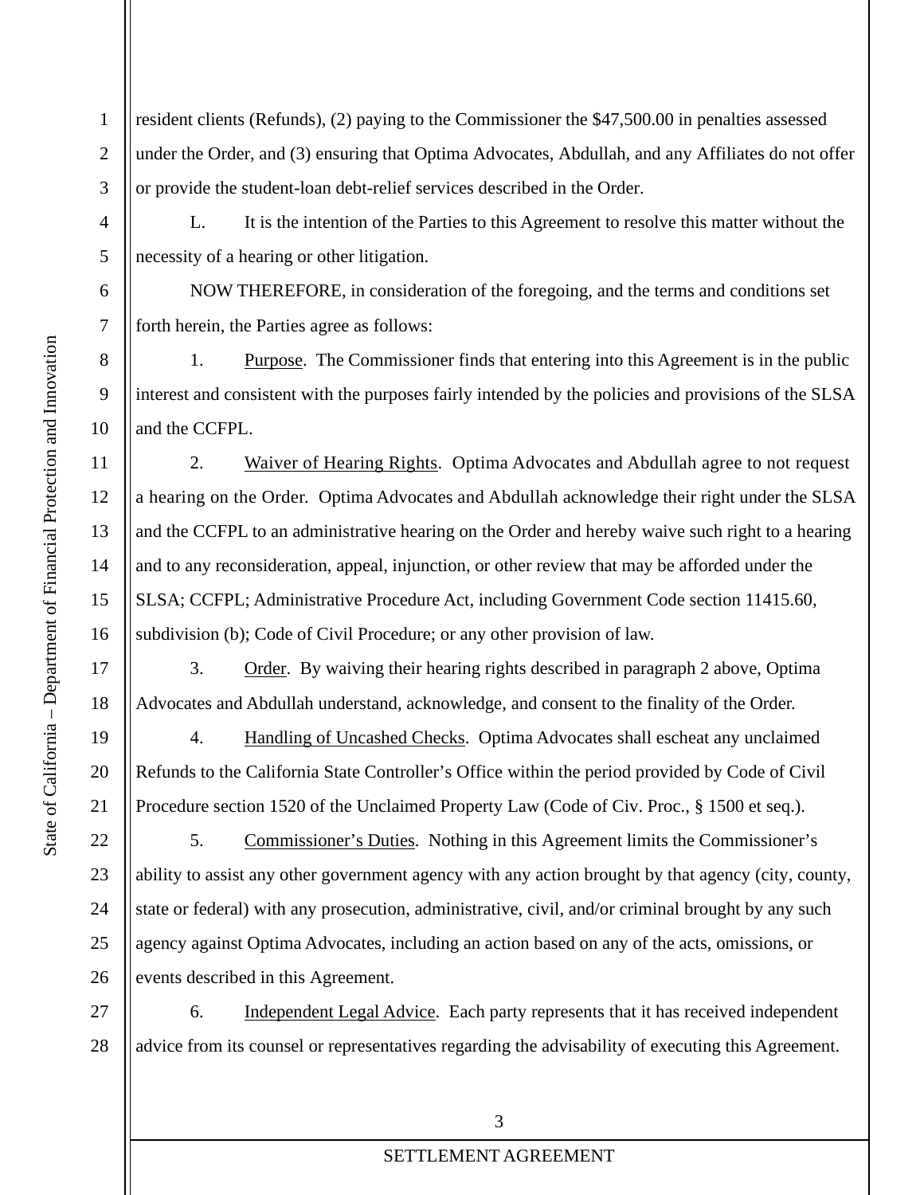resident clients (Refunds), (2) paying to the Commissioner the $47,500.00 in penalties assessed under the Order, and (3) ensuring that Optima Advocates, Abdullah, and any Affiliates do not offer or provide the student-loan debt-relief services described in the Order.

L. It is the intention of the Parties to this Agreement to resolve this matter without the necessity of a hearing or other litigation.

NOW THEREFORE, in consideration of the foregoing, and the terms and conditions set forth herein, the Parties agree as follows:

1. Purpose. The Commissioner finds that entering into this Agreement is in the public interest and consistent with the purposes fairly intended by the policies and provisions of the SLSA and the CCFPL.

2. Waiver of Hearing Rights. Optima Advocates and Abdullah agree to not request a hearing on the Order. Optima Advocates and Abdullah acknowledge their right under the SLSA and the CCFPL to an administrative hearing on the Order and hereby waive such right to a hearing and to any reconsideration, appeal, injunction, or other review that may be afforded under the SLSA; CCFPL; Administrative Procedure Act, including Government Code section 11415.60, subdivision (b); Code of Civil Procedure; or any other provision of law.

3. Order. By waiving their hearing rights described in paragraph 2 above, Optima Advocates and Abdullah understand, acknowledge, and consent to the finality of the Order.

4. Handling of Uncashed Checks. Optima Advocates shall escheat any unclaimed Refunds to the California State Controller's Office within the period provided by Code of Civil Procedure section 1520 of the Unclaimed Property Law (Code of Civ. Proc., § 1500 et seq.).

5. Commissioner's Duties. Nothing in this Agreement limits the Commissioner's ability to assist any other government agency with any action brought by that agency (city, county, state or federal) with any prosecution, administrative, civil, and/or criminal brought by any such agency against Optima Advocates, including an action based on any of the acts, omissions, or events described in this Agreement.

6. Independent Legal Advice. Each party represents that it has received independent advice from its counsel or representatives regarding the advisability of executing this Agreement.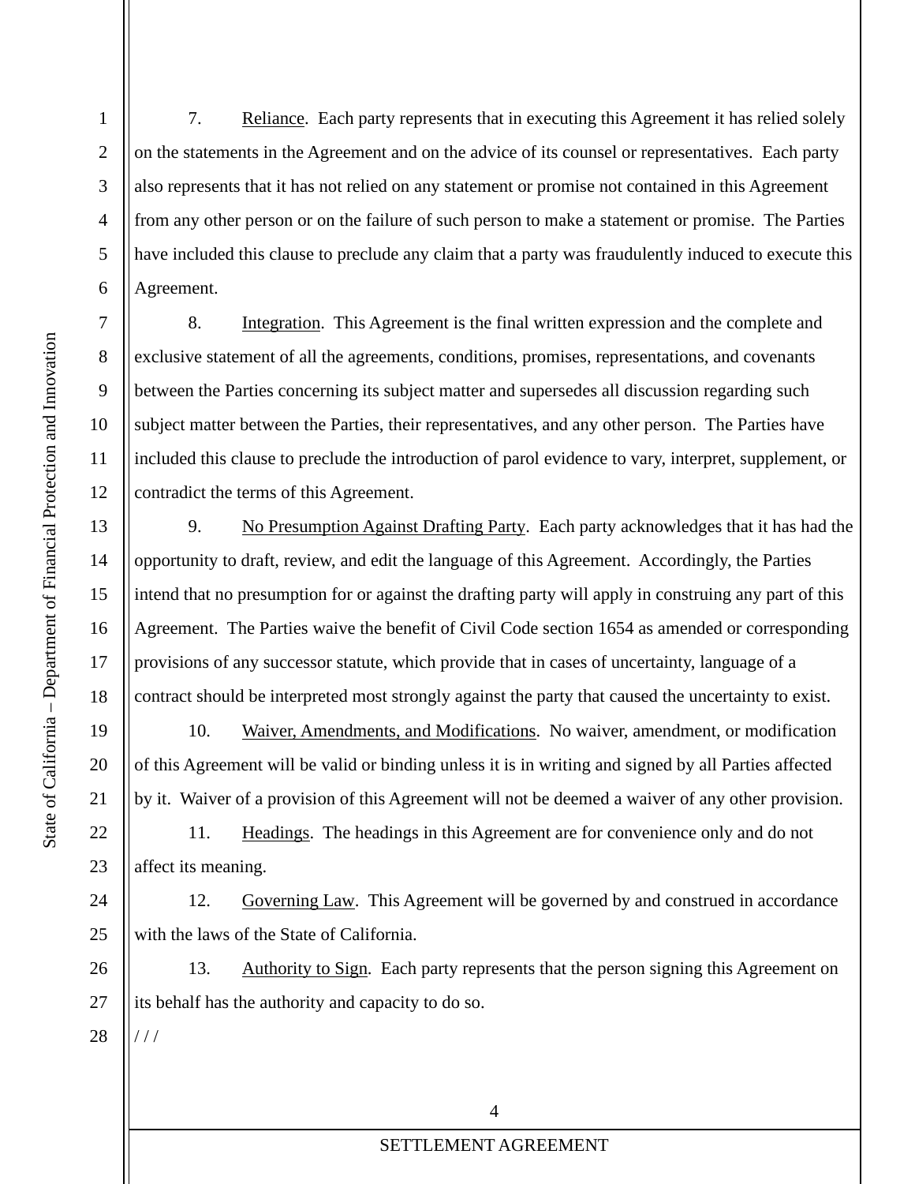7. Reliance. Each party represents that in executing this Agreement it has relied solely on the statements in the Agreement and on the advice of its counsel or representatives. Each party also represents that it has not relied on any statement or promise not contained in this Agreement from any other person or on the failure of such person to make a statement or promise. The Parties have included this clause to preclude any claim that a party was fraudulently induced to execute this Agreement.

8. Integration. This Agreement is the final written expression and the complete and exclusive statement of all the agreements, conditions, promises, representations, and covenants between the Parties concerning its subject matter and supersedes all discussion regarding such subject matter between the Parties, their representatives, and any other person. The Parties have included this clause to preclude the introduction of parol evidence to vary, interpret, supplement, or contradict the terms of this Agreement.

9. No Presumption Against Drafting Party. Each party acknowledges that it has had the opportunity to draft, review, and edit the language of this Agreement. Accordingly, the Parties intend that no presumption for or against the drafting party will apply in construing any part of this Agreement. The Parties waive the benefit of Civil Code section 1654 as amended or corresponding provisions of any successor statute, which provide that in cases of uncertainty, language of a contract should be interpreted most strongly against the party that caused the uncertainty to exist.

10. Waiver, Amendments, and Modifications. No waiver, amendment, or modification of this Agreement will be valid or binding unless it is in writing and signed by all Parties affected by it. Waiver of a provision of this Agreement will not be deemed a waiver of any other provision.

11. Headings. The headings in this Agreement are for convenience only and do not affect its meaning.

12. Governing Law. This Agreement will be governed by and construed in accordance with the laws of the State of California.

13. Authority to Sign. Each party represents that the person signing this Agreement on its behalf has the authority and capacity to do so.

/ / /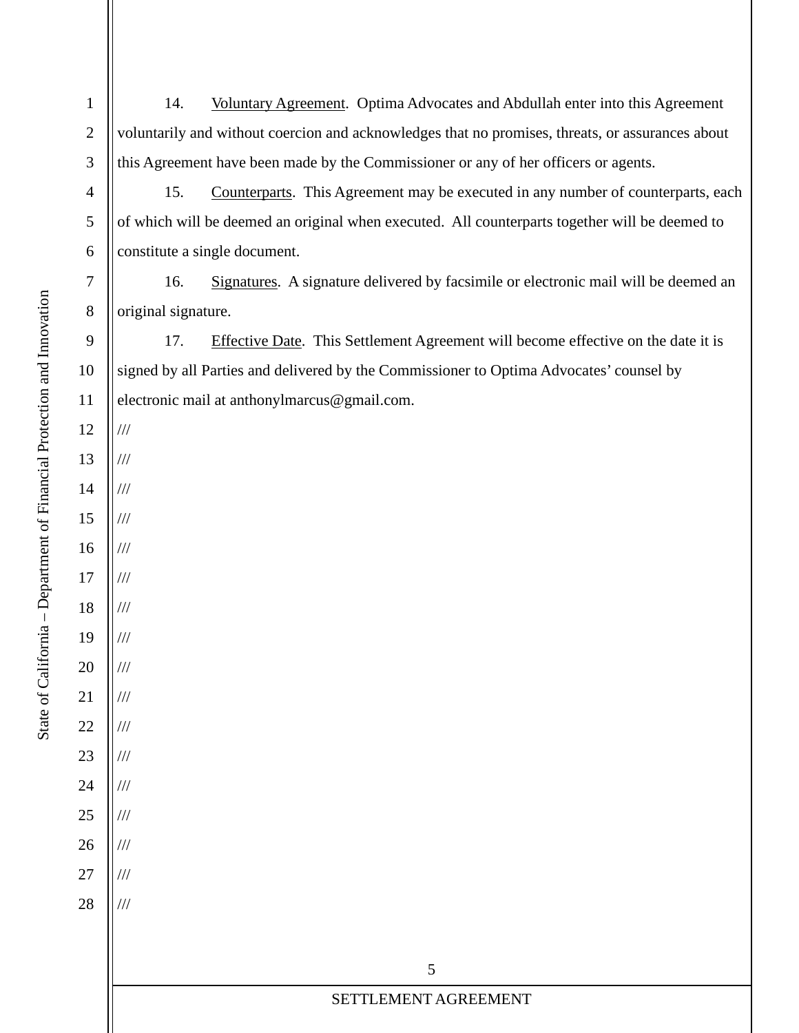14. Voluntary Agreement. Optima Advocates and Abdullah enter into this Agreement voluntarily and without coercion and acknowledges that no promises, threats, or assurances about this Agreement have been made by the Commissioner or any of her officers or agents.

15. Counterparts. This Agreement may be executed in any number of counterparts, each of which will be deemed an original when executed. All counterparts together will be deemed to constitute a single document.

16. Signatures. A signature delivered by facsimile or electronic mail will be deemed an original signature.

17. Effective Date. This Settlement Agreement will become effective on the date it is signed by all Parties and delivered by the Commissioner to Optima Advocates' counsel by electronic mail at anthonylmarcus@gmail.com.

///

///

///

///

///

///

///

///

///

///

///

///

///

///

///

///

///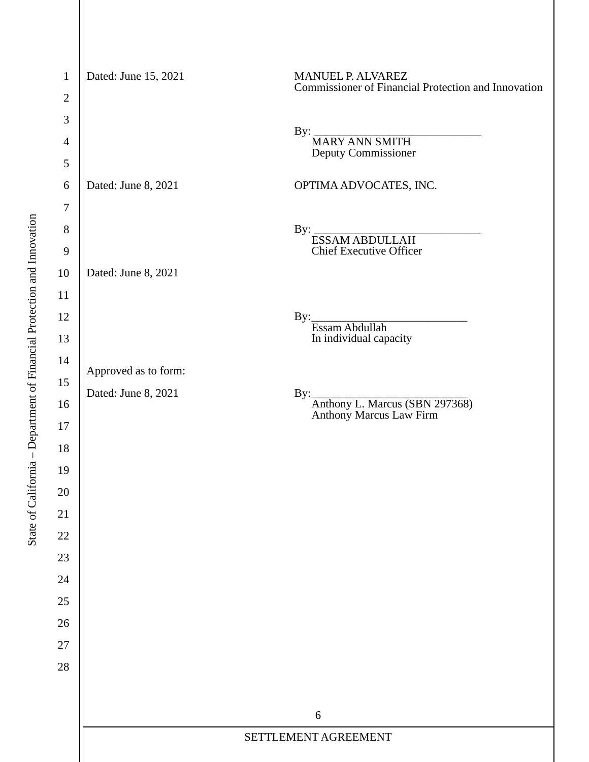Dated: June 15, 2021

MANUEL P. ALVAREZ
Commissioner of Financial Protection and Innovation

By: ______________________________
MARY ANN SMITH
Deputy Commissioner

Dated: June 8, 2021

OPTIMA ADVOCATES, INC.

By: ______________________________
ESSAM ABDULLAH
Chief Executive Officer

Dated: June 8, 2021

By: ______________________________
Essam Abdullah
In individual capacity

Approved as to form:

Dated: June 8, 2021

By: ______________________________
Anthony L. Marcus (SBN 297368)
Anthony Marcus Law Firm